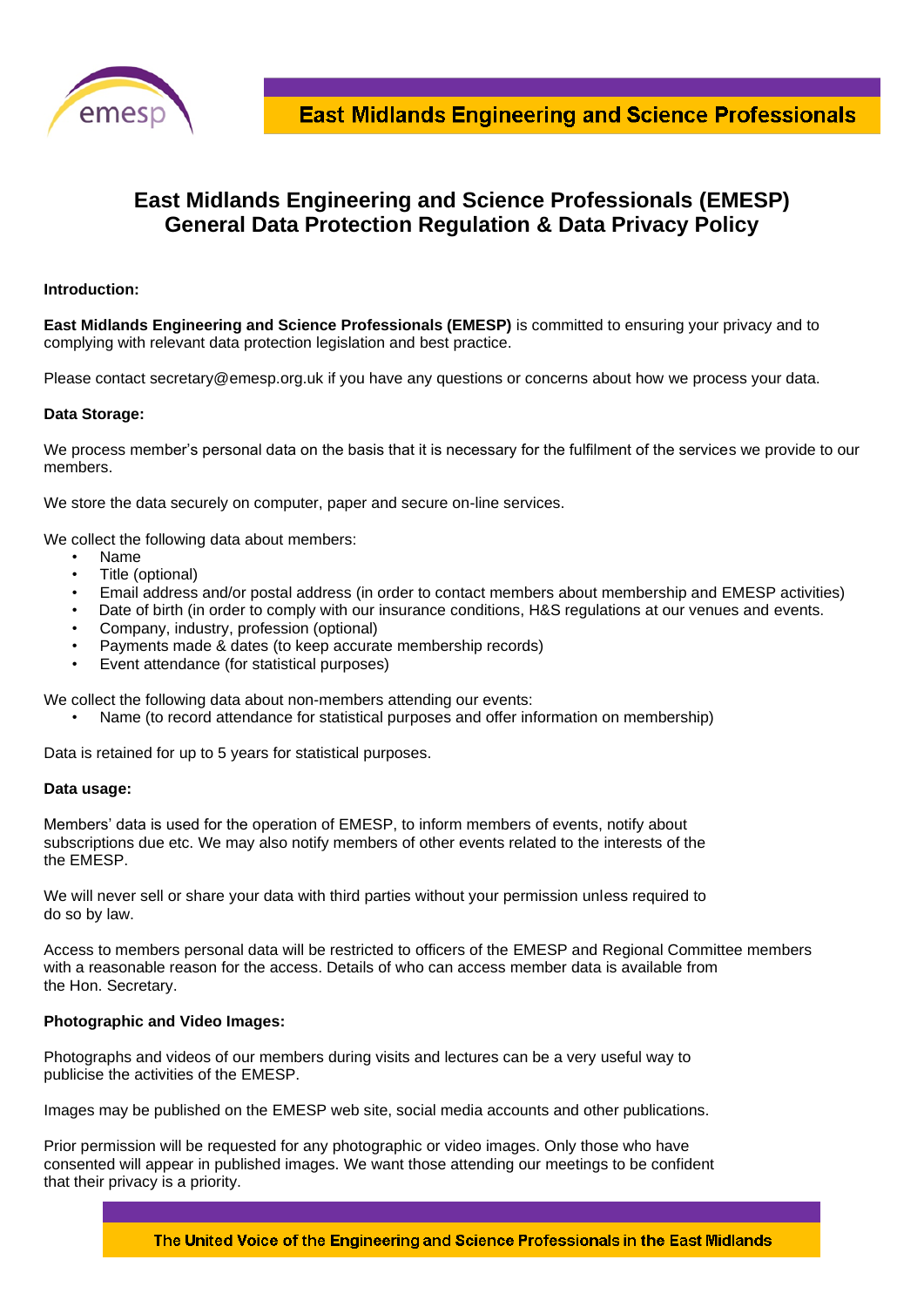# East Midlands Engineering and Science Professionals (EMESP) General Data Protection Regulation & Data Privacy Policy

**Introduction:**

**East Midlands Engineering and Science Professionals (EMESP)** is committed to ensuring your privacy and to complying with relevant data protection legislation and best practice.

Please contact secretary@emesp.org.uk if you have any questions or concerns about how we process your data.

**Data Storage:**

We process member's personal data on the basis that it is necessary for the fulfilment of the services we provide to our members.

We store the data securely on computer, paper and secure on-line services.

We collect the following data about members:

- Name
- Title (optional)
- Email address and/or postal address (in order to contact members about membership and EMESP activities)
- Date of birth (in order to comply with our insurance conditions, H&S regulations at our venues and events.
- Company, industry, profession (optional)
- Payments made & dates (to keep accurate membership records)
- Event attendance (for statistical purposes)

We collect the following data about non-members attending our events:

- Name (to record attendance for statistical purposes and offer information on membership)

Data is retained for up to 5 years for statistical purposes.

**Data usage:**

Members' data is used for the operation of EMESP, to inform members of events, notify about subscriptions due etc. We may also notify members of other events related to the interests of the the EMESP.

We will never sell or share your data with third parties without your permission unless required to do so by law.

Access to members personal data will be restricted to officers of the EMESP and Regional Committee members with a reasonable reason for the access. Details of who can access member data is available from the Hon. Secretary.

**Photographic and Video Images:**

Photographs and videos of our members during visits and lectures can be a very useful way to publicise the activities of the EMESP.

Images may be published on the EMESP web site, social media accounts and other publications.

Prior permission will be requested for any photographic or video images. Only those who have consented will appear in published images. We want those attending our meetings to be confident that their privacy is a priority.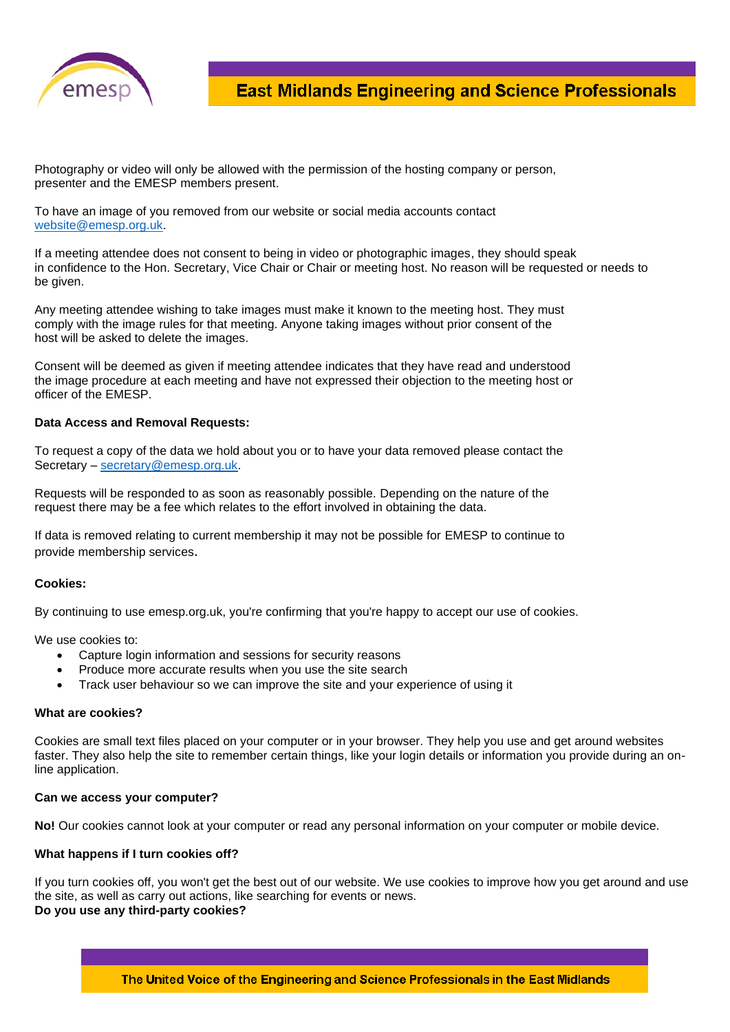Photography or video will only be allowed with the permission of the hosting company or person, presenter and the EMESP members present.

To have an image of you removed from our website or social media accounts contact website@emesp.org.uk.

If a meeting attendee does not consent to being in video or photographic images, they should speak in confidence to the Hon. Secretary, Vice Chair or Chair or meeting host. No reason will be requested or needs to be given.

Any meeting attendee wishing to take images must make it known to the meeting host. They must comply with the image rules for that meeting. Anyone taking images without prior consent of the host will be asked to delete the images.

Consent will be deemed as given if meeting attendee indicates that they have read and understood the image procedure at each meeting and have not expressed their objection to the meeting host or officer of the EMESP.

**Data Access and Removal Requests:**

To request a copy of the data we hold about you or to have your data removed please contact the Secretary – secretary@emesp.org.uk.

Requests will be responded to as soon as reasonably possible. Depending on the nature of the request there may be a fee which relates to the effort involved in obtaining the data.

If data is removed relating to current membership it may not be possible for EMESP to continue to provide membership services.

**Cookies:**

By continuing to use emesp.org.uk, you're confirming that you're happy to accept our use of cookies.

We use cookies to:

- Capture login information and sessions for security reasons
- Produce more accurate results when you use the site search
- Track user behaviour so we can improve the site and your experience of using it

**What are cookies?**

Cookies are small text files placed on your computer or in your browser. They help you use and get around websites faster. They also help the site to remember certain things, like your login details or information you provide during an on-line application.

**Can we access your computer?**

**No!** Our cookies cannot look at your computer or read any personal information on your computer or mobile device.

**What happens if I turn cookies off?**

If you turn cookies off, you won't get the best out of our website. We use cookies to improve how you get around and use the site, as well as carry out actions, like searching for events or news.

**Do you use any third-party cookies?**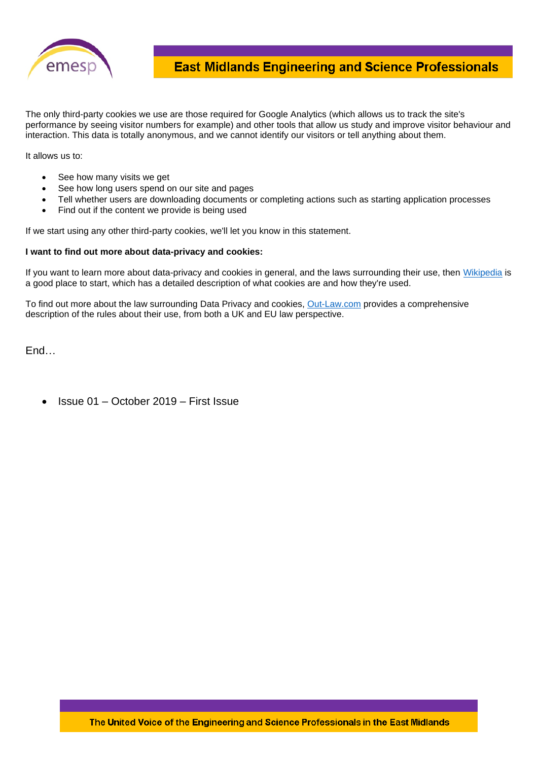The only third-party cookies we use are those required for Google Analytics (which allows us to track the site's performance by seeing visitor numbers for example) and other tools that allow us study and improve visitor behaviour and interaction. This data is totally anonymous, and we cannot identify our visitors or tell anything about them.

It allows us to:

- See how many visits we get
- See how long users spend on our site and pages
- Tell whether users are downloading documents or completing actions such as starting application processes
- Find out if the content we provide is being used

If we start using any other third-party cookies, we'll let you know in this statement.

**I want to find out more about data-privacy and cookies:**

If you want to learn more about data-privacy and cookies in general, and the laws surrounding their use, then Wikipedia is a good place to start, which has a detailed description of what cookies are and how they're used.

To find out more about the law surrounding Data Privacy and cookies, Out-Law.com provides a comprehensive description of the rules about their use, from both a UK and EU law perspective.

End…

- Issue 01 – October 2019 – First Issue